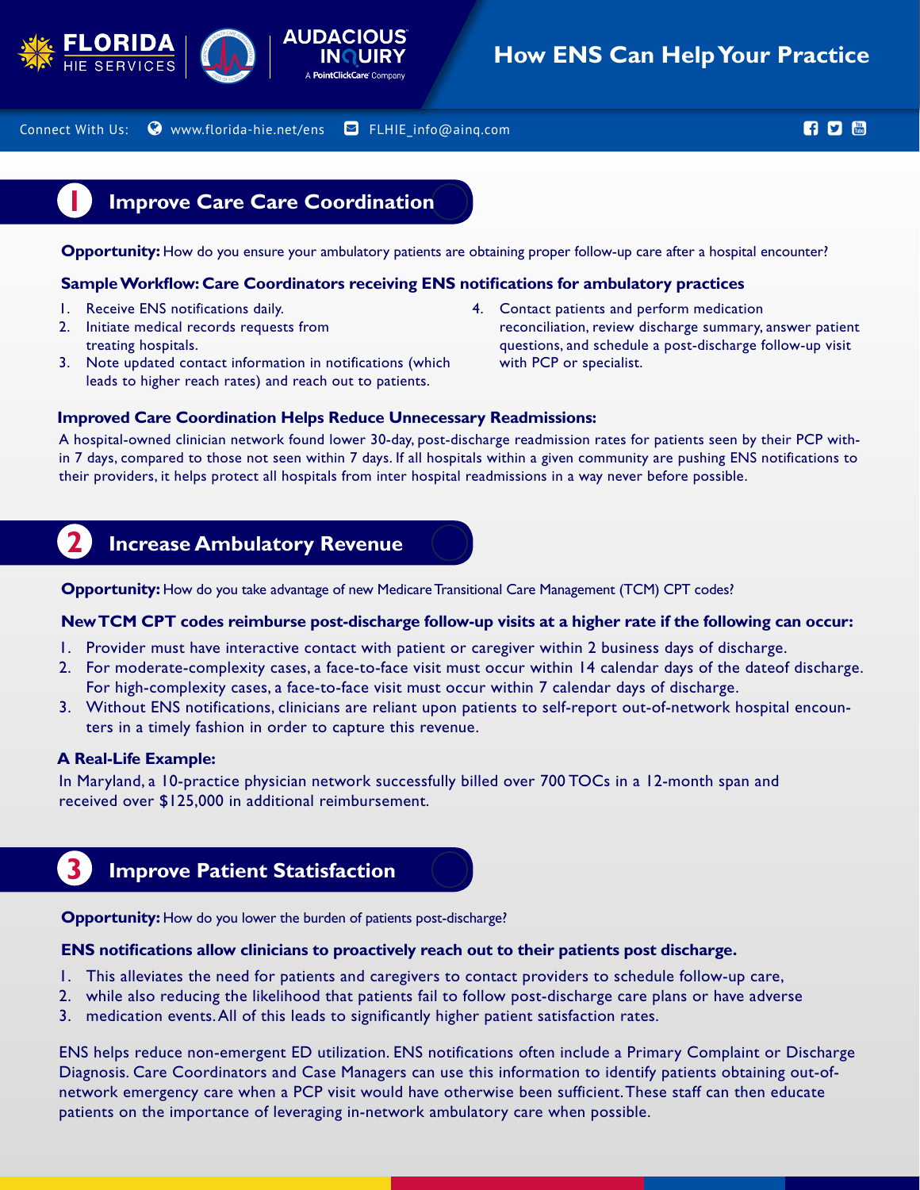# How ENS Can Help Your Practice

Connect With Us: www.florida-hie.net/ens FLHIE_info@ainq.com

## 1 Improve Care Care Coordination

**Opportunity:** How do you ensure your ambulatory patients are obtaining proper follow-up care after a hospital encounter?

**Sample Workflow: Care Coordinators receiving ENS notifications for ambulatory practices**

1. Receive ENS notifications daily.
2. Initiate medical records requests from treating hospitals.
3. Note updated contact information in notifications (which leads to higher reach rates) and reach out to patients.
4. Contact patients and perform medication reconciliation, review discharge summary, answer patient questions, and schedule a post-discharge follow-up visit with PCP or specialist.

**Improved Care Coordination Helps Reduce Unnecessary Readmissions:**

A hospital-owned clinician network found lower 30-day, post-discharge readmission rates for patients seen by their PCP within 7 days, compared to those not seen within 7 days. If all hospitals within a given community are pushing ENS notifications to their providers, it helps protect all hospitals from inter hospital readmissions in a way never before possible.

## 2 Increase Ambulatory Revenue

**Opportunity:** How do you take advantage of new Medicare Transitional Care Management (TCM) CPT codes?

**New TCM CPT codes reimburse post-discharge follow-up visits at a higher rate if the following can occur:**

1. Provider must have interactive contact with patient or caregiver within 2 business days of discharge.
2. For moderate-complexity cases, a face-to-face visit must occur within 14 calendar days of the dateof discharge. For high-complexity cases, a face-to-face visit must occur within 7 calendar days of discharge.
3. Without ENS notifications, clinicians are reliant upon patients to self-report out-of-network hospital encounters in a timely fashion in order to capture this revenue.

**A Real-Life Example:**

In Maryland, a 10-practice physician network successfully billed over 700 TOCs in a 12-month span and received over $125,000 in additional reimbursement.

## 3 Improve Patient Statisfaction

**Opportunity:** How do you lower the burden of patients post-discharge?

**ENS notifications allow clinicians to proactively reach out to their patients post discharge.**

1. This alleviates the need for patients and caregivers to contact providers to schedule follow-up care,
2. while also reducing the likelihood that patients fail to follow post-discharge care plans or have adverse
3. medication events. All of this leads to significantly higher patient satisfaction rates.

ENS helps reduce non-emergent ED utilization. ENS notifications often include a Primary Complaint or Discharge Diagnosis. Care Coordinators and Case Managers can use this information to identify patients obtaining out-of-network emergency care when a PCP visit would have otherwise been sufficient. These staff can then educate patients on the importance of leveraging in-network ambulatory care when possible.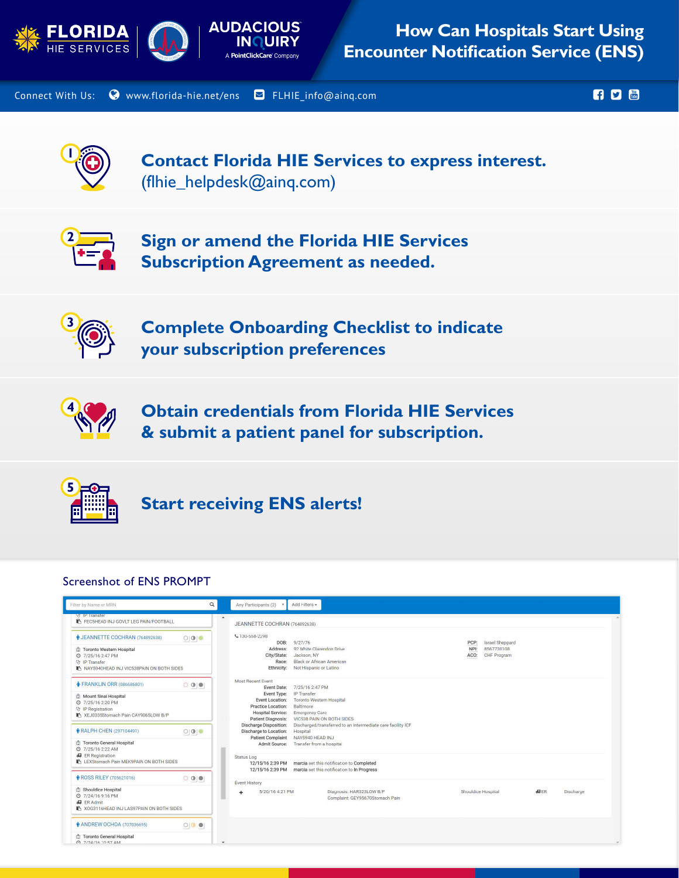FLORIDA HIE SERVICES

AUDACIOUS INQUIRY
A PointClickCare Company

# How Can Hospitals Start Using Encounter Notification Service (ENS)

Connect With Us: www.florida-hie.net/ens FLHIE_info@ainq.com

## 1. Contact Florida HIE Services to express interest.
(flhie_helpdesk@ainq.com)

## 2. Sign or amend the Florida HIE Services Subscription Agreement as needed.

## 3. Complete Onboarding Checklist to indicate your subscription preferences

## 4. Obtain credentials from Florida HIE Services & submit a patient panel for subscription.

## 5. Start receiving ENS alerts!

Screenshot of ENS PROMPT